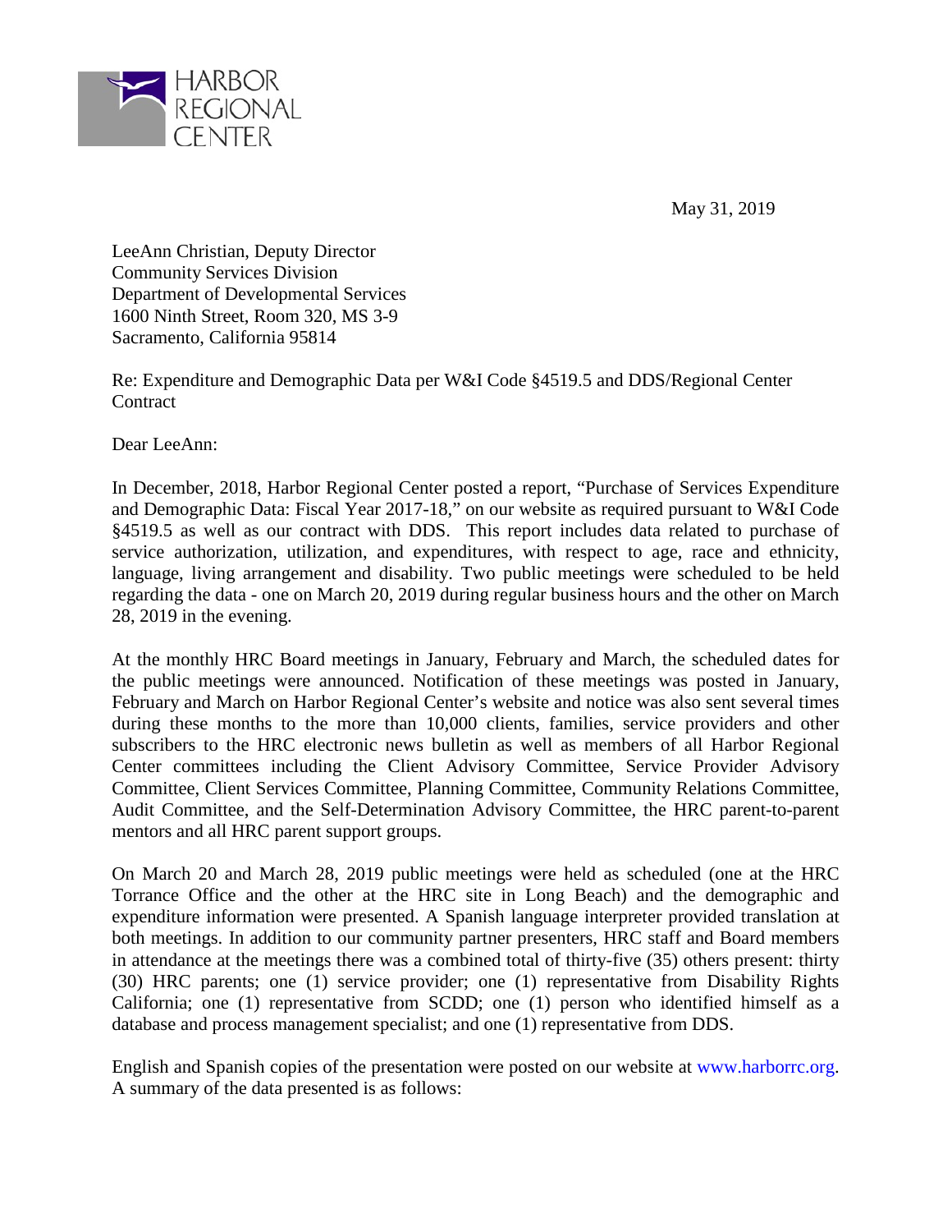HARBOR REGIONAL CENTER

May 31, 2019

LeeAnn Christian, Deputy Director
Community Services Division
Department of Developmental Services
1600 Ninth Street, Room 320, MS 3-9
Sacramento, California 95814

Re: Expenditure and Demographic Data per W&I Code §4519.5 and DDS/Regional Center Contract

Dear LeeAnn:

In December, 2018, Harbor Regional Center posted a report, "Purchase of Services Expenditure and Demographic Data: Fiscal Year 2017-18," on our website as required pursuant to W&I Code §4519.5 as well as our contract with DDS. This report includes data related to purchase of service authorization, utilization, and expenditures, with respect to age, race and ethnicity, language, living arrangement and disability. Two public meetings were scheduled to be held regarding the data - one on March 20, 2019 during regular business hours and the other on March 28, 2019 in the evening.

At the monthly HRC Board meetings in January, February and March, the scheduled dates for the public meetings were announced. Notification of these meetings was posted in January, February and March on Harbor Regional Center's website and notice was also sent several times during these months to the more than 10,000 clients, families, service providers and other subscribers to the HRC electronic news bulletin as well as members of all Harbor Regional Center committees including the Client Advisory Committee, Service Provider Advisory Committee, Client Services Committee, Planning Committee, Community Relations Committee, Audit Committee, and the Self-Determination Advisory Committee, the HRC parent-to-parent mentors and all HRC parent support groups.

On March 20 and March 28, 2019 public meetings were held as scheduled (one at the HRC Torrance Office and the other at the HRC site in Long Beach) and the demographic and expenditure information were presented. A Spanish language interpreter provided translation at both meetings. In addition to our community partner presenters, HRC staff and Board members in attendance at the meetings there was a combined total of thirty-five (35) others present: thirty (30) HRC parents; one (1) service provider; one (1) representative from Disability Rights California; one (1) representative from SCDD; one (1) person who identified himself as a database and process management specialist; and one (1) representative from DDS.

English and Spanish copies of the presentation were posted on our website at www.harborrc.org. A summary of the data presented is as follows: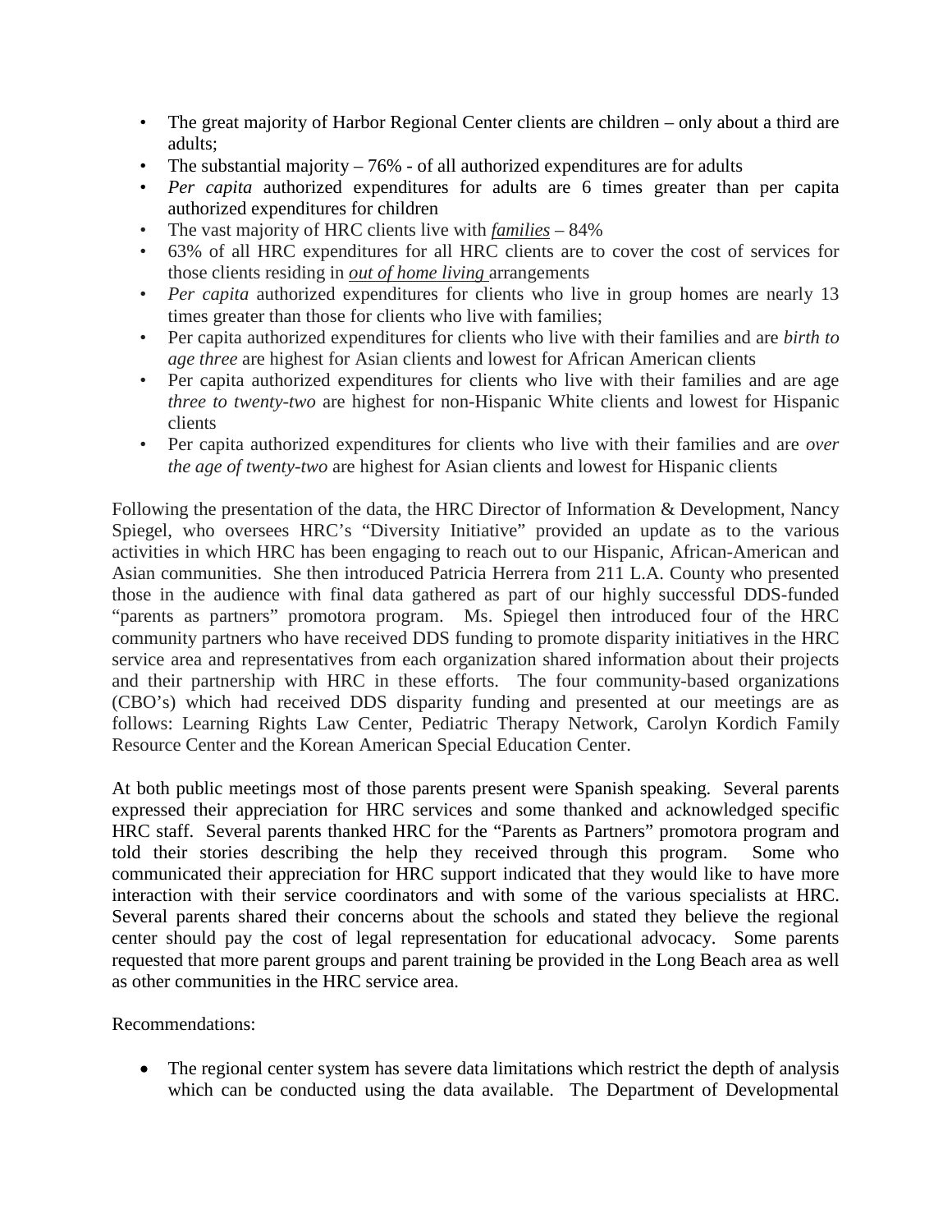- The great majority of Harbor Regional Center clients are children – only about a third are adults;
- The substantial majority – 76% - of all authorized expenditures are for adults
- *Per capita* authorized expenditures for adults are 6 times greater than per capita authorized expenditures for children
- The vast majority of HRC clients live with *families* – 84%
- 63% of all HRC expenditures for all HRC clients are to cover the cost of services for those clients residing in *out of home living* arrangements
- *Per capita* authorized expenditures for clients who live in group homes are nearly 13 times greater than those for clients who live with families;
- Per capita authorized expenditures for clients who live with their families and are *birth to age three* are highest for Asian clients and lowest for African American clients
- Per capita authorized expenditures for clients who live with their families and are age *three to twenty-two* are highest for non-Hispanic White clients and lowest for Hispanic clients
- Per capita authorized expenditures for clients who live with their families and are *over the age of twenty-two* are highest for Asian clients and lowest for Hispanic clients

Following the presentation of the data, the HRC Director of Information & Development, Nancy Spiegel, who oversees HRC's "Diversity Initiative" provided an update as to the various activities in which HRC has been engaging to reach out to our Hispanic, African-American and Asian communities. She then introduced Patricia Herrera from 211 L.A. County who presented those in the audience with final data gathered as part of our highly successful DDS-funded "parents as partners" promotora program. Ms. Spiegel then introduced four of the HRC community partners who have received DDS funding to promote disparity initiatives in the HRC service area and representatives from each organization shared information about their projects and their partnership with HRC in these efforts. The four community-based organizations (CBO's) which had received DDS disparity funding and presented at our meetings are as follows: Learning Rights Law Center, Pediatric Therapy Network, Carolyn Kordich Family Resource Center and the Korean American Special Education Center.

At both public meetings most of those parents present were Spanish speaking. Several parents expressed their appreciation for HRC services and some thanked and acknowledged specific HRC staff. Several parents thanked HRC for the "Parents as Partners" promotora program and told their stories describing the help they received through this program. Some who communicated their appreciation for HRC support indicated that they would like to have more interaction with their service coordinators and with some of the various specialists at HRC. Several parents shared their concerns about the schools and stated they believe the regional center should pay the cost of legal representation for educational advocacy. Some parents requested that more parent groups and parent training be provided in the Long Beach area as well as other communities in the HRC service area.

Recommendations:

- The regional center system has severe data limitations which restrict the depth of analysis which can be conducted using the data available. The Department of Developmental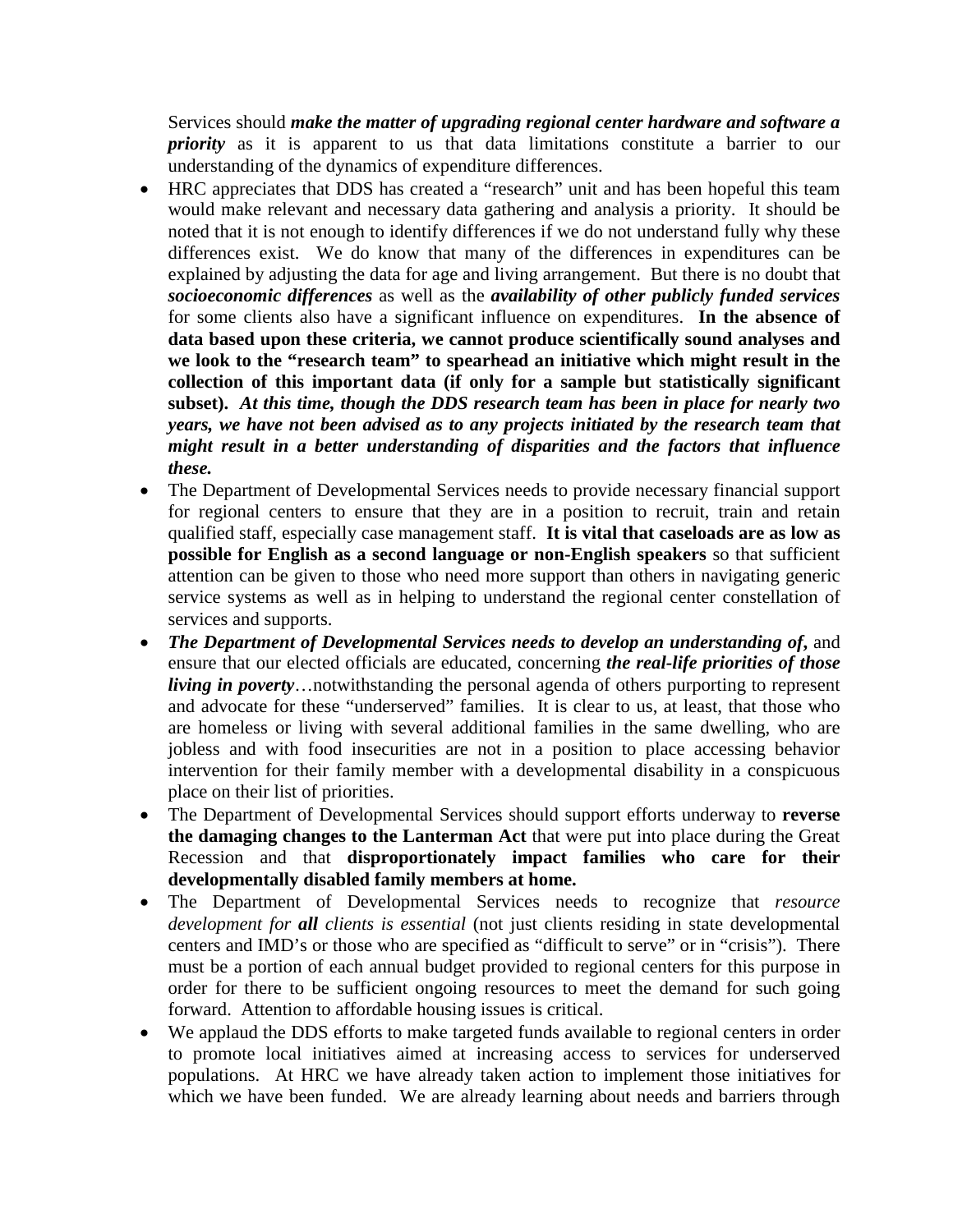Services should ***make the matter of upgrading regional center hardware and software a priority*** as it is apparent to us that data limitations constitute a barrier to our understanding of the dynamics of expenditure differences.

- HRC appreciates that DDS has created a "research" unit and has been hopeful this team would make relevant and necessary data gathering and analysis a priority. It should be noted that it is not enough to identify differences if we do not understand fully why these differences exist. We do know that many of the differences in expenditures can be explained by adjusting the data for age and living arrangement. But there is no doubt that ***socioeconomic differences*** as well as the ***availability of other publicly funded services*** for some clients also have a significant influence on expenditures. **In the absence of data based upon these criteria, we cannot produce scientifically sound analyses and we look to the "research team" to spearhead an initiative which might result in the collection of this important data (if only for a sample but statistically significant subset).** ***At this time, though the DDS research team has been in place for nearly two years, we have not been advised as to any projects initiated by the research team that might result in a better understanding of disparities and the factors that influence these.***
- The Department of Developmental Services needs to provide necessary financial support for regional centers to ensure that they are in a position to recruit, train and retain qualified staff, especially case management staff. **It is vital that caseloads are as low as possible for English as a second language or non-English speakers** so that sufficient attention can be given to those who need more support than others in navigating generic service systems as well as in helping to understand the regional center constellation of services and supports.
- ***The Department of Developmental Services needs to develop an understanding of,*** and ensure that our elected officials are educated, concerning ***the real-life priorities of those living in poverty***…notwithstanding the personal agenda of others purporting to represent and advocate for these "underserved" families. It is clear to us, at least, that those who are homeless or living with several additional families in the same dwelling, who are jobless and with food insecurities are not in a position to place accessing behavior intervention for their family member with a developmental disability in a conspicuous place on their list of priorities.
- The Department of Developmental Services should support efforts underway to **reverse the damaging changes to the Lanterman Act** that were put into place during the Great Recession and that **disproportionately impact families who care for their developmentally disabled family members at home.**
- The Department of Developmental Services needs to recognize that *resource development for **all** clients is essential* (not just clients residing in state developmental centers and IMD's or those who are specified as "difficult to serve" or in "crisis"). There must be a portion of each annual budget provided to regional centers for this purpose in order for there to be sufficient ongoing resources to meet the demand for such going forward. Attention to affordable housing issues is critical.
- We applaud the DDS efforts to make targeted funds available to regional centers in order to promote local initiatives aimed at increasing access to services for underserved populations. At HRC we have already taken action to implement those initiatives for which we have been funded. We are already learning about needs and barriers through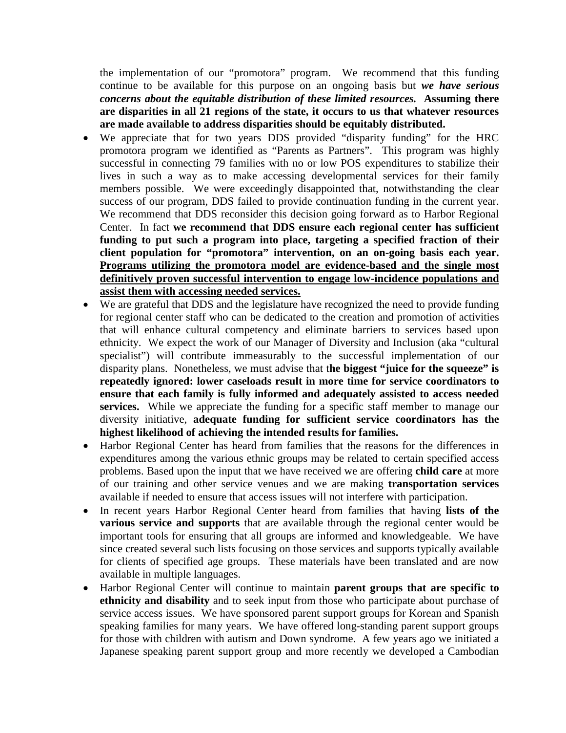the implementation of our "promotora" program. We recommend that this funding continue to be available for this purpose on an ongoing basis but ***we have serious concerns about the equitable distribution of these limited resources.*** **Assuming there are disparities in all 21 regions of the state, it occurs to us that whatever resources are made available to address disparities should be equitably distributed.**

- We appreciate that for two years DDS provided "disparity funding" for the HRC promotora program we identified as "Parents as Partners". This program was highly successful in connecting 79 families with no or low POS expenditures to stabilize their lives in such a way as to make accessing developmental services for their family members possible. We were exceedingly disappointed that, notwithstanding the clear success of our program, DDS failed to provide continuation funding in the current year. We recommend that DDS reconsider this decision going forward as to Harbor Regional Center. In fact **we recommend that DDS ensure each regional center has sufficient funding to put such a program into place, targeting a specified fraction of their client population for "promotora" intervention, on an on-going basis each year.** <u>**Programs utilizing the promotora model are evidence-based and the single most definitively proven successful intervention to engage low-incidence populations and assist them with accessing needed services.**</u>
- We are grateful that DDS and the legislature have recognized the need to provide funding for regional center staff who can be dedicated to the creation and promotion of activities that will enhance cultural competency and eliminate barriers to services based upon ethnicity. We expect the work of our Manager of Diversity and Inclusion (aka "cultural specialist") will contribute immeasurably to the successful implementation of our disparity plans. Nonetheless, we must advise that t**he biggest "juice for the squeeze" is repeatedly ignored: lower caseloads result in more time for service coordinators to ensure that each family is fully informed and adequately assisted to access needed services.** While we appreciate the funding for a specific staff member to manage our diversity initiative, **adequate funding for sufficient service coordinators has the highest likelihood of achieving the intended results for families.**
- Harbor Regional Center has heard from families that the reasons for the differences in expenditures among the various ethnic groups may be related to certain specified access problems. Based upon the input that we have received we are offering **child care** at more of our training and other service venues and we are making **transportation services** available if needed to ensure that access issues will not interfere with participation.
- In recent years Harbor Regional Center heard from families that having **lists of the various service and supports** that are available through the regional center would be important tools for ensuring that all groups are informed and knowledgeable. We have since created several such lists focusing on those services and supports typically available for clients of specified age groups. These materials have been translated and are now available in multiple languages.
- Harbor Regional Center will continue to maintain **parent groups that are specific to ethnicity and disability** and to seek input from those who participate about purchase of service access issues. We have sponsored parent support groups for Korean and Spanish speaking families for many years. We have offered long-standing parent support groups for those with children with autism and Down syndrome. A few years ago we initiated a Japanese speaking parent support group and more recently we developed a Cambodian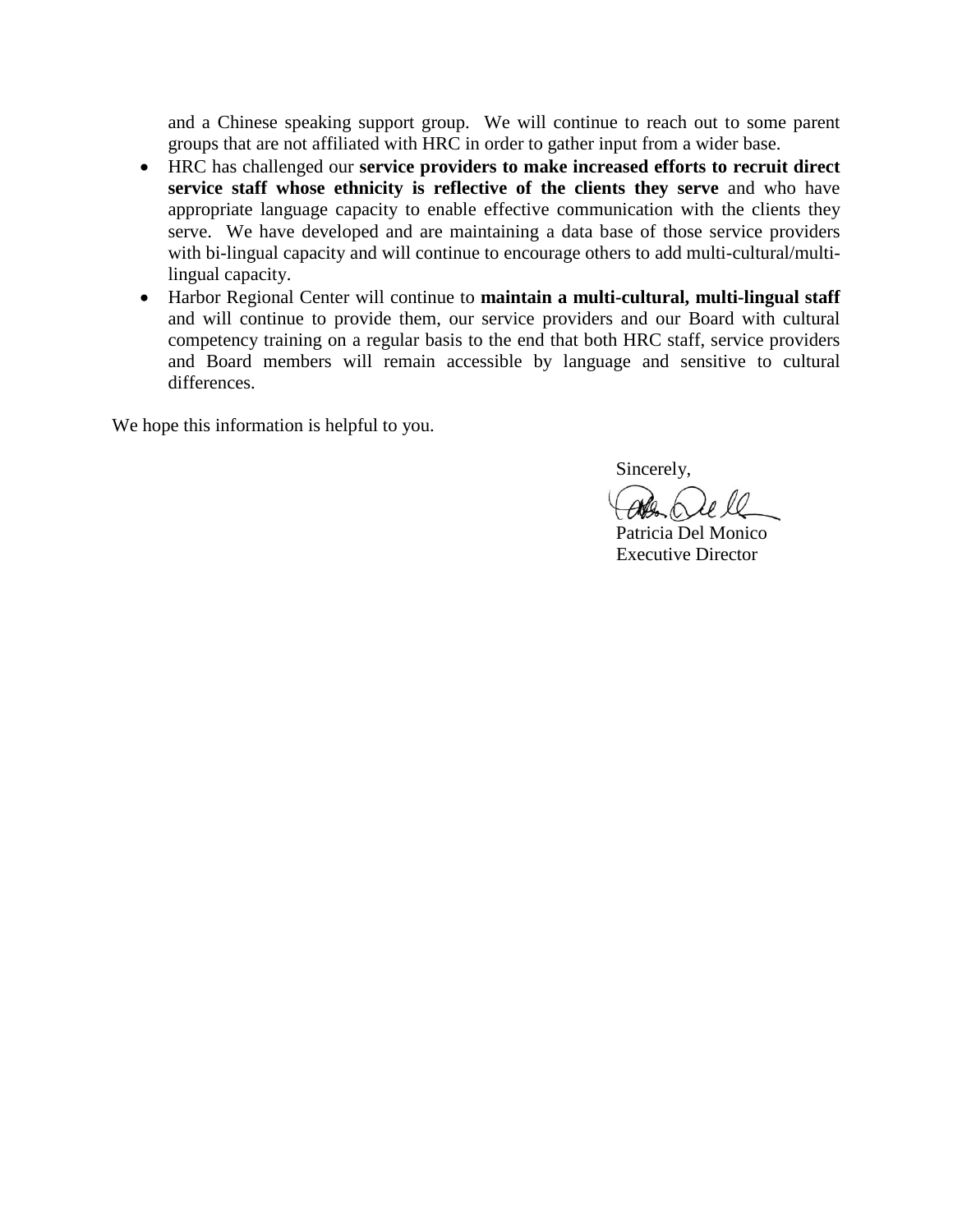and a Chinese speaking support group. We will continue to reach out to some parent groups that are not affiliated with HRC in order to gather input from a wider base.

- HRC has challenged our **service providers to make increased efforts to recruit direct service staff whose ethnicity is reflective of the clients they serve** and who have appropriate language capacity to enable effective communication with the clients they serve. We have developed and are maintaining a data base of those service providers with bi-lingual capacity and will continue to encourage others to add multi-cultural/multi-lingual capacity.
- Harbor Regional Center will continue to **maintain a multi-cultural, multi-lingual staff** and will continue to provide them, our service providers and our Board with cultural competency training on a regular basis to the end that both HRC staff, service providers and Board members will remain accessible by language and sensitive to cultural differences.

We hope this information is helpful to you.

Sincerely,

Patricia Del Monico
Executive Director